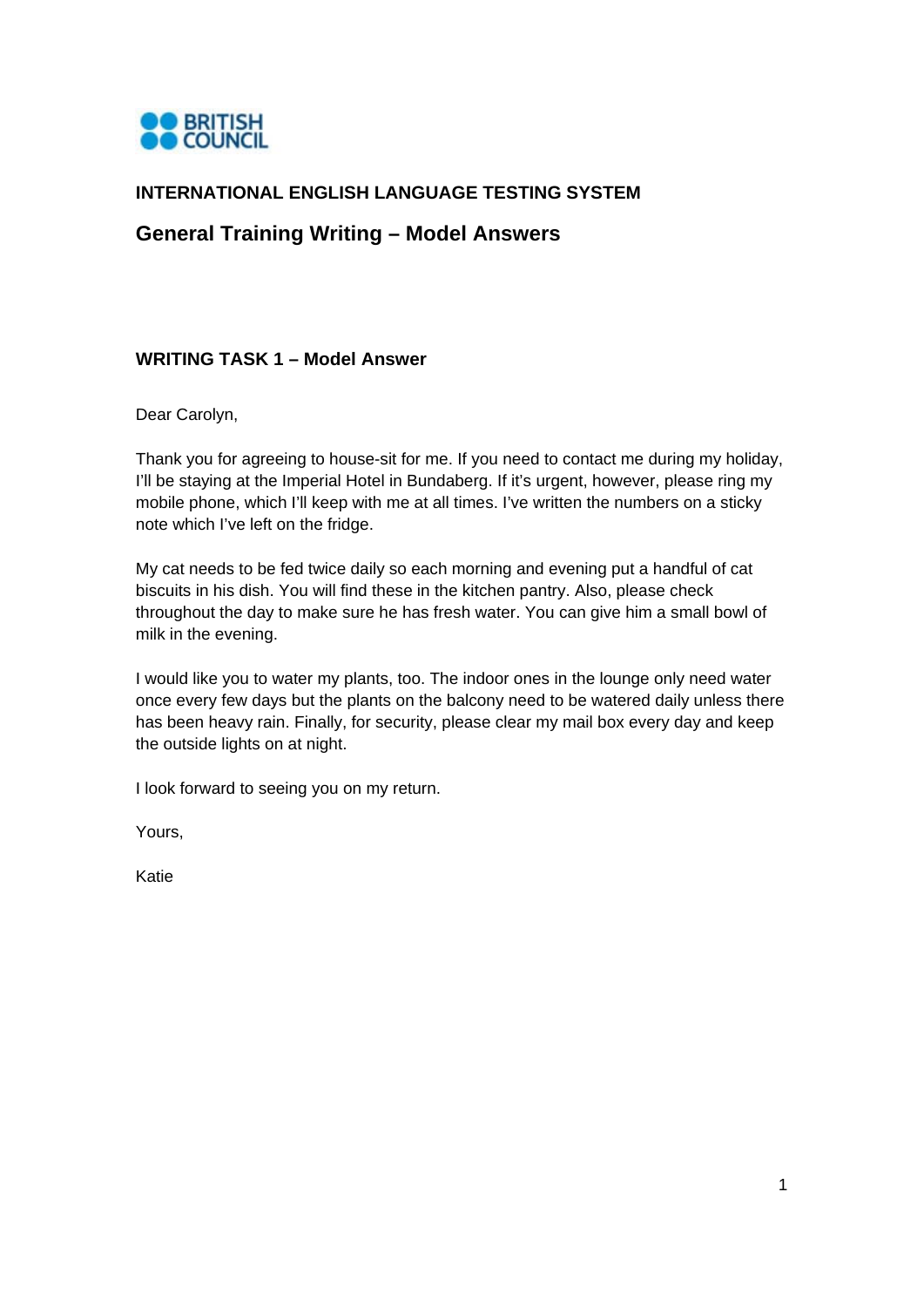**BRITISH COUNCIL**

## INTERNATIONAL ENGLISH LANGUAGE TESTING SYSTEM

## General Training Writing – Model Answers

### WRITING TASK 1 – Model Answer

Dear Carolyn,

Thank you for agreeing to house-sit for me. If you need to contact me during my holiday, I'll be staying at the Imperial Hotel in Bundaberg. If it's urgent, however, please ring my mobile phone, which I'll keep with me at all times. I've written the numbers on a sticky note which I've left on the fridge.

My cat needs to be fed twice daily so each morning and evening put a handful of cat biscuits in his dish. You will find these in the kitchen pantry. Also, please check throughout the day to make sure he has fresh water. You can give him a small bowl of milk in the evening.

I would like you to water my plants, too. The indoor ones in the lounge only need water once every few days but the plants on the balcony need to be watered daily unless there has been heavy rain. Finally, for security, please clear my mail box every day and keep the outside lights on at night.

I look forward to seeing you on my return.

Yours,

Katie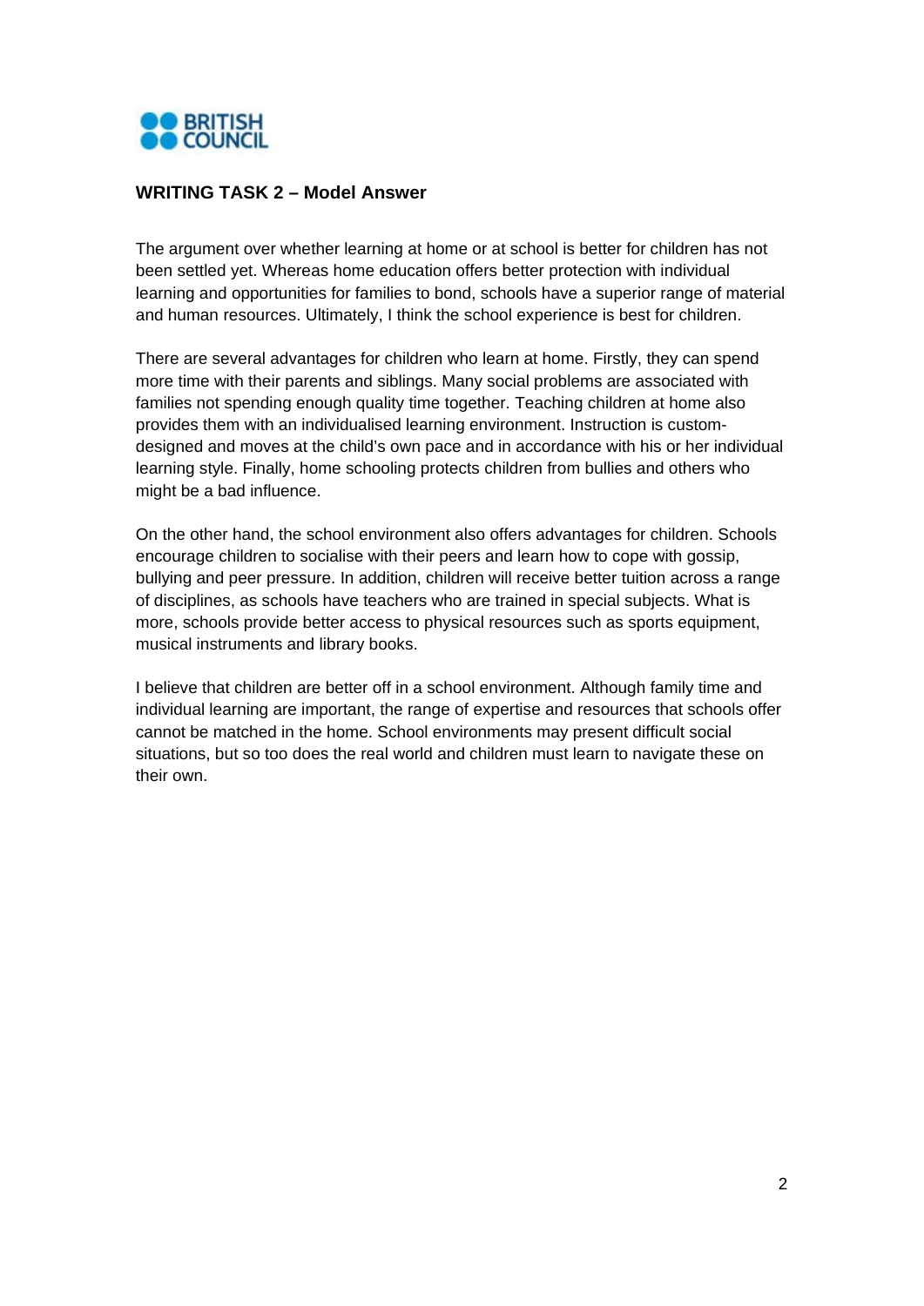BRITISH COUNCIL

## WRITING TASK 2 – Model Answer

The argument over whether learning at home or at school is better for children has not been settled yet. Whereas home education offers better protection with individual learning and opportunities for families to bond, schools have a superior range of material and human resources. Ultimately, I think the school experience is best for children.

There are several advantages for children who learn at home. Firstly, they can spend more time with their parents and siblings. Many social problems are associated with families not spending enough quality time together. Teaching children at home also provides them with an individualised learning environment. Instruction is custom-designed and moves at the child's own pace and in accordance with his or her individual learning style. Finally, home schooling protects children from bullies and others who might be a bad influence.

On the other hand, the school environment also offers advantages for children. Schools encourage children to socialise with their peers and learn how to cope with gossip, bullying and peer pressure. In addition, children will receive better tuition across a range of disciplines, as schools have teachers who are trained in special subjects. What is more, schools provide better access to physical resources such as sports equipment, musical instruments and library books.

I believe that children are better off in a school environment. Although family time and individual learning are important, the range of expertise and resources that schools offer cannot be matched in the home. School environments may present difficult social situations, but so too does the real world and children must learn to navigate these on their own.